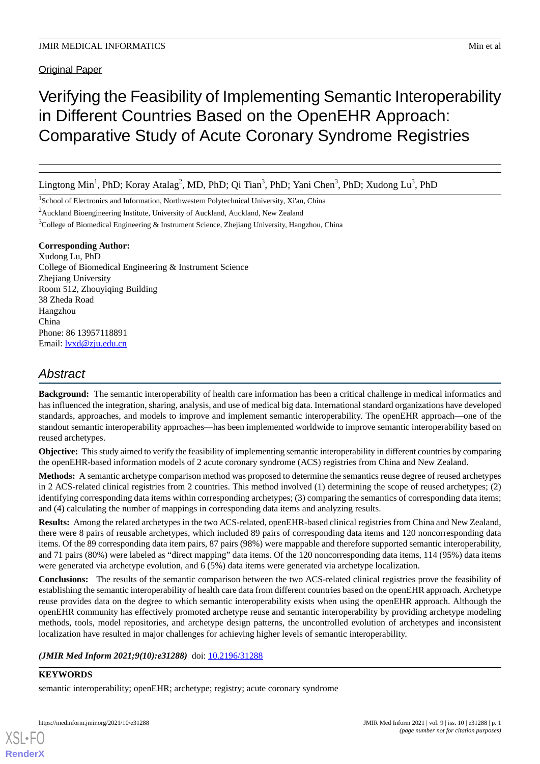Original Paper

# Verifying the Feasibility of Implementing Semantic Interoperability in Different Countries Based on the OpenEHR Approach: Comparative Study of Acute Coronary Syndrome Registries

Lingtong Min[1], PhD; Koray Atalag[2], MD, PhD; Qi Tian[3], PhD; Yani Chen[3], PhD; Xudong Lu[3], PhD

[1]School of Electronics and Information, Northwestern Polytechnical University, Xi'an, China

[2]Auckland Bioengineering Institute, University of Auckland, Auckland, New Zealand

[3]College of Biomedical Engineering & Instrument Science, Zhejiang University, Hangzhou, China

**Corresponding Author:**
Xudong Lu, PhD
College of Biomedical Engineering & Instrument Science
Zhejiang University
Room 512, Zhouyiqing Building
38 Zheda Road
Hangzhou
China
Phone: 86 13957118891
Email: lvxd@zju.edu.cn

## Abstract

**Background:** The semantic interoperability of health care information has been a critical challenge in medical informatics and has influenced the integration, sharing, analysis, and use of medical big data. International standard organizations have developed standards, approaches, and models to improve and implement semantic interoperability. The openEHR approach—one of the standout semantic interoperability approaches—has been implemented worldwide to improve semantic interoperability based on reused archetypes.

**Objective:** This study aimed to verify the feasibility of implementing semantic interoperability in different countries by comparing the openEHR-based information models of 2 acute coronary syndrome (ACS) registries from China and New Zealand.

**Methods:** A semantic archetype comparison method was proposed to determine the semantics reuse degree of reused archetypes in 2 ACS-related clinical registries from 2 countries. This method involved (1) determining the scope of reused archetypes; (2) identifying corresponding data items within corresponding archetypes; (3) comparing the semantics of corresponding data items; and (4) calculating the number of mappings in corresponding data items and analyzing results.

**Results:** Among the related archetypes in the two ACS-related, openEHR-based clinical registries from China and New Zealand, there were 8 pairs of reusable archetypes, which included 89 pairs of corresponding data items and 120 noncorresponding data items. Of the 89 corresponding data item pairs, 87 pairs (98%) were mappable and therefore supported semantic interoperability, and 71 pairs (80%) were labeled as "direct mapping" data items. Of the 120 noncorresponding data items, 114 (95%) data items were generated via archetype evolution, and 6 (5%) data items were generated via archetype localization.

**Conclusions:** The results of the semantic comparison between the two ACS-related clinical registries prove the feasibility of establishing the semantic interoperability of health care data from different countries based on the openEHR approach. Archetype reuse provides data on the degree to which semantic interoperability exists when using the openEHR approach. Although the openEHR community has effectively promoted archetype reuse and semantic interoperability by providing archetype modeling methods, tools, model repositories, and archetype design patterns, the uncontrolled evolution of archetypes and inconsistent localization have resulted in major challenges for achieving higher levels of semantic interoperability.

***(JMIR Med Inform 2021;9(10):e31288)*** doi: 10.2196/31288

**KEYWORDS**

semantic interoperability; openEHR; archetype; registry; acute coronary syndrome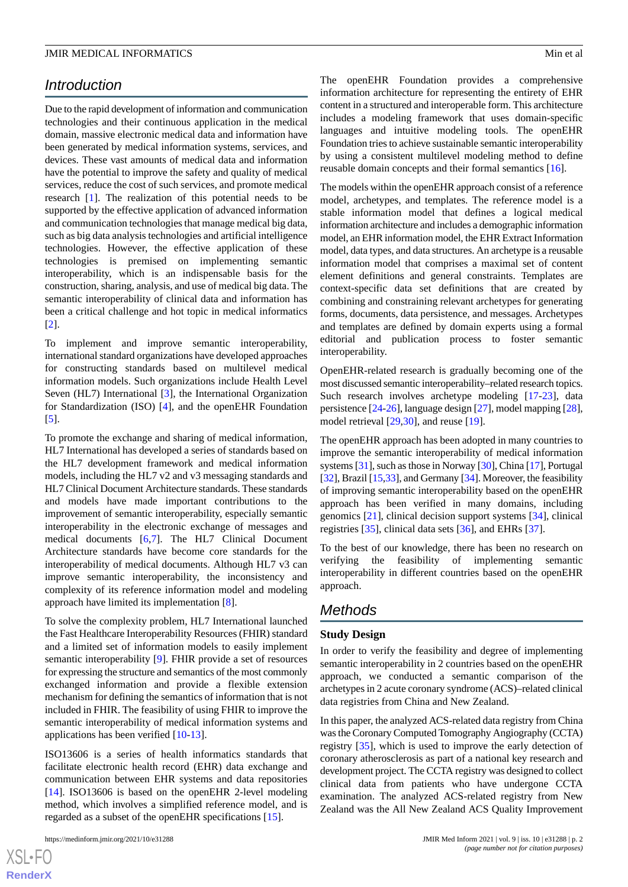## Introduction

Due to the rapid development of information and communication technologies and their continuous application in the medical domain, massive electronic medical data and information have been generated by medical information systems, services, and devices. These vast amounts of medical data and information have the potential to improve the safety and quality of medical services, reduce the cost of such services, and promote medical research [1]. The realization of this potential needs to be supported by the effective application of advanced information and communication technologies that manage medical big data, such as big data analysis technologies and artificial intelligence technologies. However, the effective application of these technologies is premised on implementing semantic interoperability, which is an indispensable basis for the construction, sharing, analysis, and use of medical big data. The semantic interoperability of clinical data and information has been a critical challenge and hot topic in medical informatics [2].

To implement and improve semantic interoperability, international standard organizations have developed approaches for constructing standards based on multilevel medical information models. Such organizations include Health Level Seven (HL7) International [3], the International Organization for Standardization (ISO) [4], and the openEHR Foundation [5].

To promote the exchange and sharing of medical information, HL7 International has developed a series of standards based on the HL7 development framework and medical information models, including the HL7 v2 and v3 messaging standards and HL7 Clinical Document Architecture standards. These standards and models have made important contributions to the improvement of semantic interoperability, especially semantic interoperability in the electronic exchange of messages and medical documents [6,7]. The HL7 Clinical Document Architecture standards have become core standards for the interoperability of medical documents. Although HL7 v3 can improve semantic interoperability, the inconsistency and complexity of its reference information model and modeling approach have limited its implementation [8].

To solve the complexity problem, HL7 International launched the Fast Healthcare Interoperability Resources (FHIR) standard and a limited set of information models to easily implement semantic interoperability [9]. FHIR provide a set of resources for expressing the structure and semantics of the most commonly exchanged information and provide a flexible extension mechanism for defining the semantics of information that is not included in FHIR. The feasibility of using FHIR to improve the semantic interoperability of medical information systems and applications has been verified [10-13].

ISO13606 is a series of health informatics standards that facilitate electronic health record (EHR) data exchange and communication between EHR systems and data repositories [14]. ISO13606 is based on the openEHR 2-level modeling method, which involves a simplified reference model, and is regarded as a subset of the openEHR specifications [15].

The openEHR Foundation provides a comprehensive information architecture for representing the entirety of EHR content in a structured and interoperable form. This architecture includes a modeling framework that uses domain-specific languages and intuitive modeling tools. The openEHR Foundation tries to achieve sustainable semantic interoperability by using a consistent multilevel modeling method to define reusable domain concepts and their formal semantics [16].

The models within the openEHR approach consist of a reference model, archetypes, and templates. The reference model is a stable information model that defines a logical medical information architecture and includes a demographic information model, an EHR information model, the EHR Extract Information model, data types, and data structures. An archetype is a reusable information model that comprises a maximal set of content element definitions and general constraints. Templates are context-specific data set definitions that are created by combining and constraining relevant archetypes for generating forms, documents, data persistence, and messages. Archetypes and templates are defined by domain experts using a formal editorial and publication process to foster semantic interoperability.

OpenEHR-related research is gradually becoming one of the most discussed semantic interoperability–related research topics. Such research involves archetype modeling [17-23], data persistence [24-26], language design [27], model mapping [28], model retrieval [29,30], and reuse [19].

The openEHR approach has been adopted in many countries to improve the semantic interoperability of medical information systems [31], such as those in Norway [30], China [17], Portugal [32], Brazil [15,33], and Germany [34]. Moreover, the feasibility of improving semantic interoperability based on the openEHR approach has been verified in many domains, including genomics [21], clinical decision support systems [34], clinical registries [35], clinical data sets [36], and EHRs [37].

To the best of our knowledge, there has been no research on verifying the feasibility of implementing semantic interoperability in different countries based on the openEHR approach.

## Methods

### Study Design

In order to verify the feasibility and degree of implementing semantic interoperability in 2 countries based on the openEHR approach, we conducted a semantic comparison of the archetypes in 2 acute coronary syndrome (ACS)–related clinical data registries from China and New Zealand.

In this paper, the analyzed ACS-related data registry from China was the Coronary Computed Tomography Angiography (CCTA) registry [35], which is used to improve the early detection of coronary atherosclerosis as part of a national key research and development project. The CCTA registry was designed to collect clinical data from patients who have undergone CCTA examination. The analyzed ACS-related registry from New Zealand was the All New Zealand ACS Quality Improvement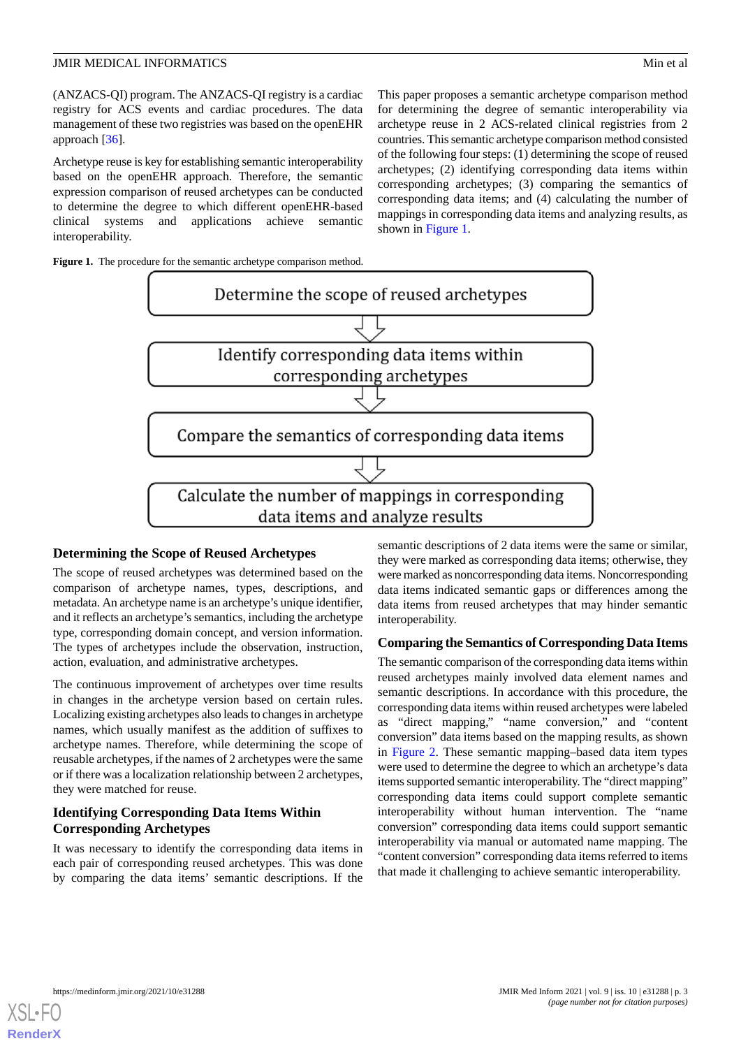(ANZACS-QI) program. The ANZACS-QI registry is a cardiac registry for ACS events and cardiac procedures. The data management of these two registries was based on the openEHR approach [36].

Archetype reuse is key for establishing semantic interoperability based on the openEHR approach. Therefore, the semantic expression comparison of reused archetypes can be conducted to determine the degree to which different openEHR-based clinical systems and applications achieve semantic interoperability.

This paper proposes a semantic archetype comparison method for determining the degree of semantic interoperability via archetype reuse in 2 ACS-related clinical registries from 2 countries. This semantic archetype comparison method consisted of the following four steps: (1) determining the scope of reused archetypes; (2) identifying corresponding data items within corresponding archetypes; (3) comparing the semantics of corresponding data items; and (4) calculating the number of mappings in corresponding data items and analyzing results, as shown in Figure 1.

**Figure 1.** The procedure for the semantic archetype comparison method.

Determine the scope of reused archetypes

↓

Identify corresponding data items within corresponding archetypes

↓

Compare the semantics of corresponding data items

↓

Calculate the number of mappings in corresponding data items and analyze results

## Determining the Scope of Reused Archetypes

The scope of reused archetypes was determined based on the comparison of archetype names, types, descriptions, and metadata. An archetype name is an archetype's unique identifier, and it reflects an archetype's semantics, including the archetype type, corresponding domain concept, and version information. The types of archetypes include the observation, instruction, action, evaluation, and administrative archetypes.

The continuous improvement of archetypes over time results in changes in the archetype version based on certain rules. Localizing existing archetypes also leads to changes in archetype names, which usually manifest as the addition of suffixes to archetype names. Therefore, while determining the scope of reusable archetypes, if the names of 2 archetypes were the same or if there was a localization relationship between 2 archetypes, they were matched for reuse.

## Identifying Corresponding Data Items Within Corresponding Archetypes

It was necessary to identify the corresponding data items in each pair of corresponding reused archetypes. This was done by comparing the data items' semantic descriptions. If the semantic descriptions of 2 data items were the same or similar, they were marked as corresponding data items; otherwise, they were marked as noncorresponding data items. Noncorresponding data items indicated semantic gaps or differences among the data items from reused archetypes that may hinder semantic interoperability.

## Comparing the Semantics of Corresponding Data Items

The semantic comparison of the corresponding data items within reused archetypes mainly involved data element names and semantic descriptions. In accordance with this procedure, the corresponding data items within reused archetypes were labeled as "direct mapping," "name conversion," and "content conversion" data items based on the mapping results, as shown in Figure 2. These semantic mapping–based data item types were used to determine the degree to which an archetype's data items supported semantic interoperability. The "direct mapping" corresponding data items could support complete semantic interoperability without human intervention. The "name conversion" corresponding data items could support semantic interoperability via manual or automated name mapping. The "content conversion" corresponding data items referred to items that made it challenging to achieve semantic interoperability.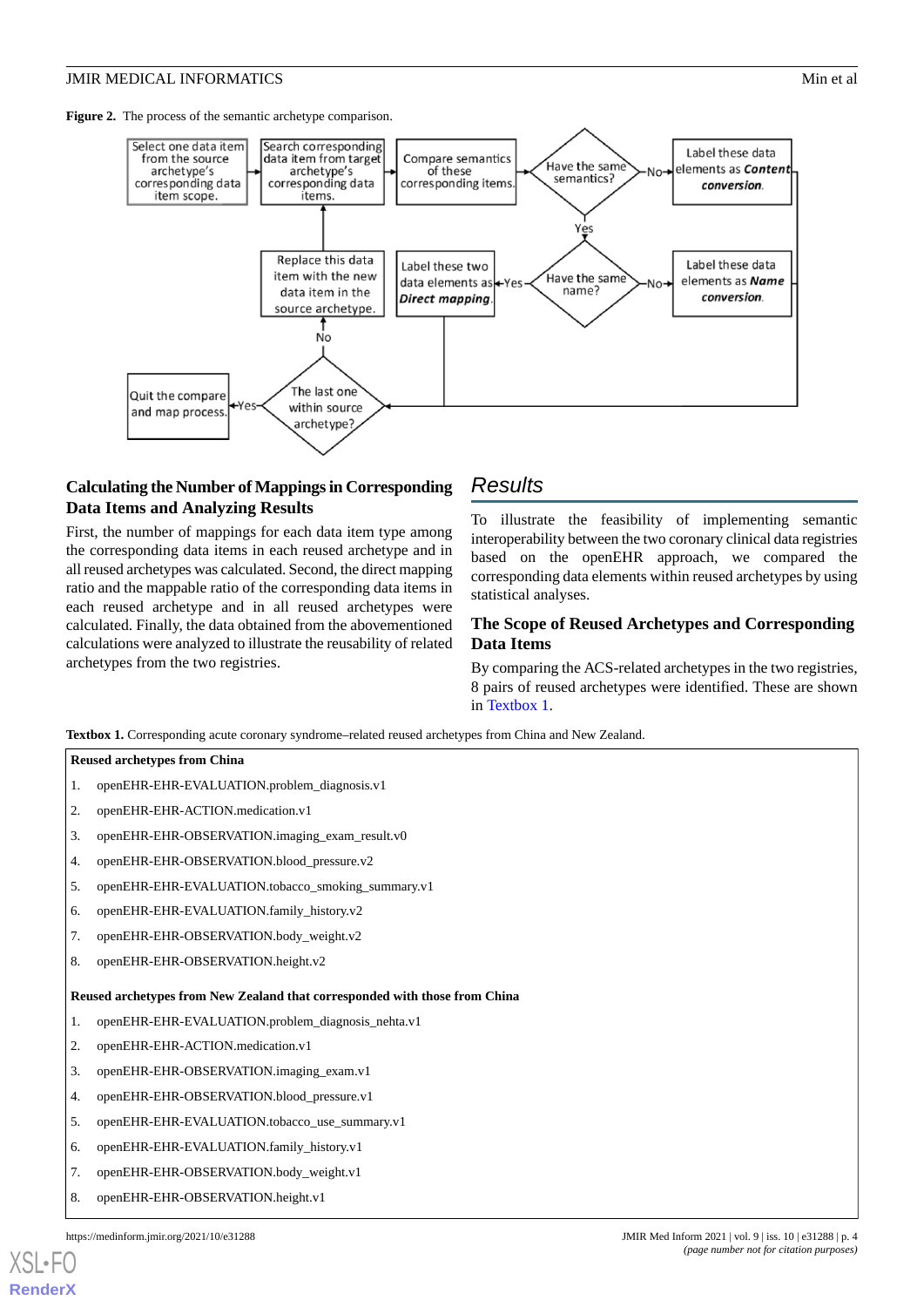**Figure 2.** The process of the semantic archetype comparison.

Select one data item from the source archetype's corresponding data item scope. → Search corresponding data item from target archetype's corresponding data items. → Compare semantics of these corresponding items. → Have the same semantics? —No→ Label these data elements as ***Content conversion***.

Have the same semantics? —Yes→ Have the same name? —No→ Label these data elements as ***Name conversion***.

Have the same name? —Yes→ Label these two data elements as ***Direct mapping***.

The last one within source archetype? —Yes→ Quit the compare and map process.

The last one within source archetype? —No→ Replace this data item with the new data item in the source archetype.

## Calculating the Number of Mappings in Corresponding Data Items and Analyzing Results

First, the number of mappings for each data item type among the corresponding data items in each reused archetype and in all reused archetypes was calculated. Second, the direct mapping ratio and the mappable ratio of the corresponding data items in each reused archetype and in all reused archetypes were calculated. Finally, the data obtained from the abovementioned calculations were analyzed to illustrate the reusability of related archetypes from the two registries.

# Results

To illustrate the feasibility of implementing semantic interoperability between the two coronary clinical data registries based on the openEHR approach, we compared the corresponding data elements within reused archetypes by using statistical analyses.

## The Scope of Reused Archetypes and Corresponding Data Items

By comparing the ACS-related archetypes in the two registries, 8 pairs of reused archetypes were identified. These are shown in Textbox 1.

**Textbox 1.** Corresponding acute coronary syndrome–related reused archetypes from China and New Zealand.

**Reused archetypes from China**

1. openEHR-EHR-EVALUATION.problem_diagnosis.v1
2. openEHR-EHR-ACTION.medication.v1
3. openEHR-EHR-OBSERVATION.imaging_exam_result.v0
4. openEHR-EHR-OBSERVATION.blood_pressure.v2
5. openEHR-EHR-EVALUATION.tobacco_smoking_summary.v1
6. openEHR-EHR-EVALUATION.family_history.v2
7. openEHR-EHR-OBSERVATION.body_weight.v2
8. openEHR-EHR-OBSERVATION.height.v2

**Reused archetypes from New Zealand that corresponded with those from China**

1. openEHR-EHR-EVALUATION.problem_diagnosis_nehta.v1
2. openEHR-EHR-ACTION.medication.v1
3. openEHR-EHR-OBSERVATION.imaging_exam.v1
4. openEHR-EHR-OBSERVATION.blood_pressure.v1
5. openEHR-EHR-EVALUATION.tobacco_use_summary.v1
6. openEHR-EHR-EVALUATION.family_history.v1
7. openEHR-EHR-OBSERVATION.body_weight.v1
8. openEHR-EHR-OBSERVATION.height.v1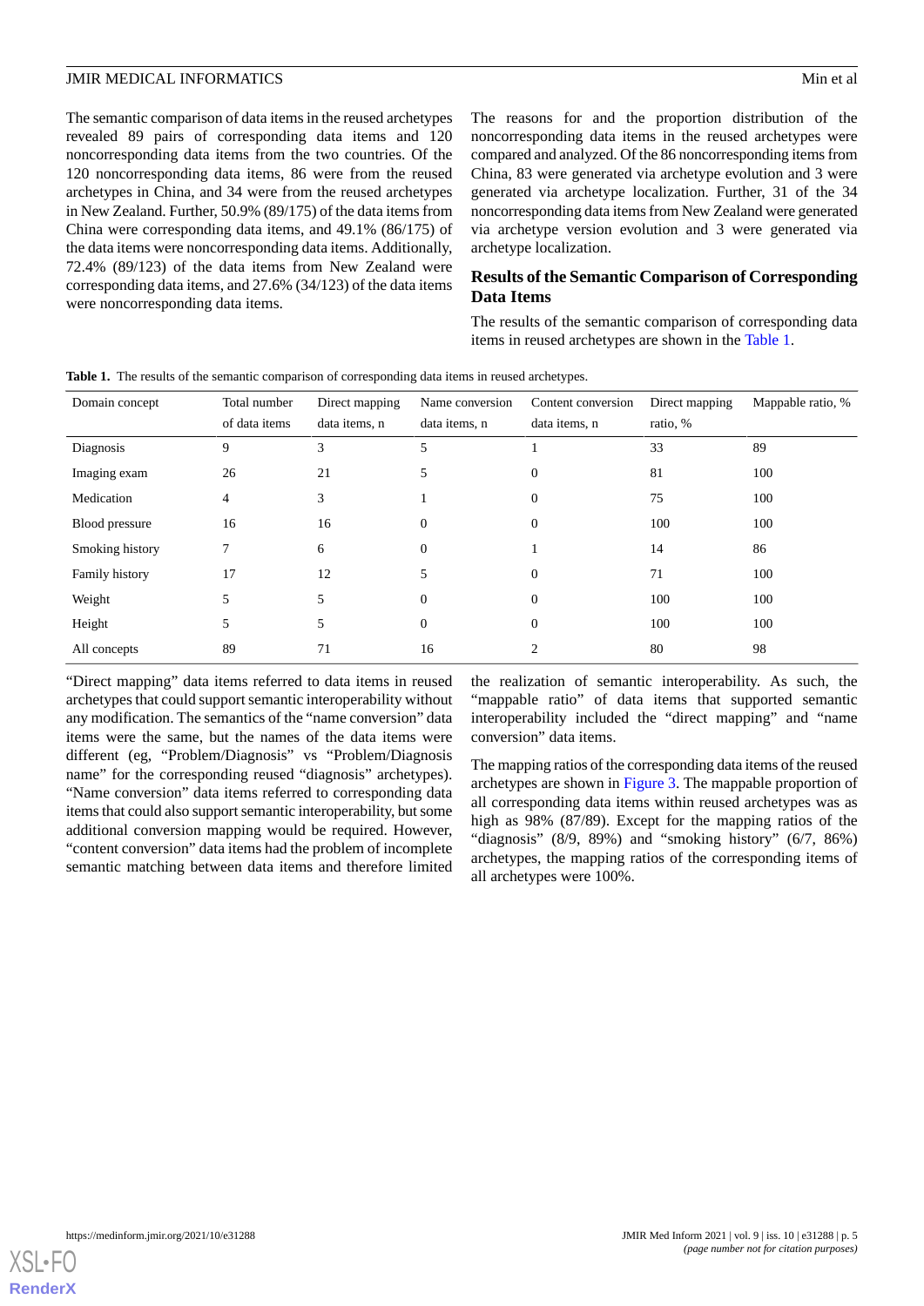The semantic comparison of data items in the reused archetypes revealed 89 pairs of corresponding data items and 120 noncorresponding data items from the two countries. Of the 120 noncorresponding data items, 86 were from the reused archetypes in China, and 34 were from the reused archetypes in New Zealand. Further, 50.9% (89/175) of the data items from China were corresponding data items, and 49.1% (86/175) of the data items were noncorresponding data items. Additionally, 72.4% (89/123) of the data items from New Zealand were corresponding data items, and 27.6% (34/123) of the data items were noncorresponding data items.

The reasons for and the proportion distribution of the noncorresponding data items in the reused archetypes were compared and analyzed. Of the 86 noncorresponding items from China, 83 were generated via archetype evolution and 3 were generated via archetype localization. Further, 31 of the 34 noncorresponding data items from New Zealand were generated via archetype version evolution and 3 were generated via archetype localization.

### Results of the Semantic Comparison of Corresponding Data Items

The results of the semantic comparison of corresponding data items in reused archetypes are shown in the Table 1.

**Table 1.** The results of the semantic comparison of corresponding data items in reused archetypes.

| Domain concept | Total number of data items | Direct mapping data items, n | Name conversion data items, n | Content conversion data items, n | Direct mapping ratio, % | Mappable ratio, % |
|---|---|---|---|---|---|---|
| Diagnosis | 9 | 3 | 5 | 1 | 33 | 89 |
| Imaging exam | 26 | 21 | 5 | 0 | 81 | 100 |
| Medication | 4 | 3 | 1 | 0 | 75 | 100 |
| Blood pressure | 16 | 16 | 0 | 0 | 100 | 100 |
| Smoking history | 7 | 6 | 0 | 1 | 14 | 86 |
| Family history | 17 | 12 | 5 | 0 | 71 | 100 |
| Weight | 5 | 5 | 0 | 0 | 100 | 100 |
| Height | 5 | 5 | 0 | 0 | 100 | 100 |
| All concepts | 89 | 71 | 16 | 2 | 80 | 98 |

"Direct mapping" data items referred to data items in reused archetypes that could support semantic interoperability without any modification. The semantics of the "name conversion" data items were the same, but the names of the data items were different (eg, "Problem/Diagnosis" vs "Problem/Diagnosis name" for the corresponding reused "diagnosis" archetypes). "Name conversion" data items referred to corresponding data items that could also support semantic interoperability, but some additional conversion mapping would be required. However, "content conversion" data items had the problem of incomplete semantic matching between data items and therefore limited the realization of semantic interoperability. As such, the "mappable ratio" of data items that supported semantic interoperability included the "direct mapping" and "name conversion" data items.

The mapping ratios of the corresponding data items of the reused archetypes are shown in Figure 3. The mappable proportion of all corresponding data items within reused archetypes was as high as 98% (87/89). Except for the mapping ratios of the "diagnosis" (8/9, 89%) and "smoking history" (6/7, 86%) archetypes, the mapping ratios of the corresponding items of all archetypes were 100%.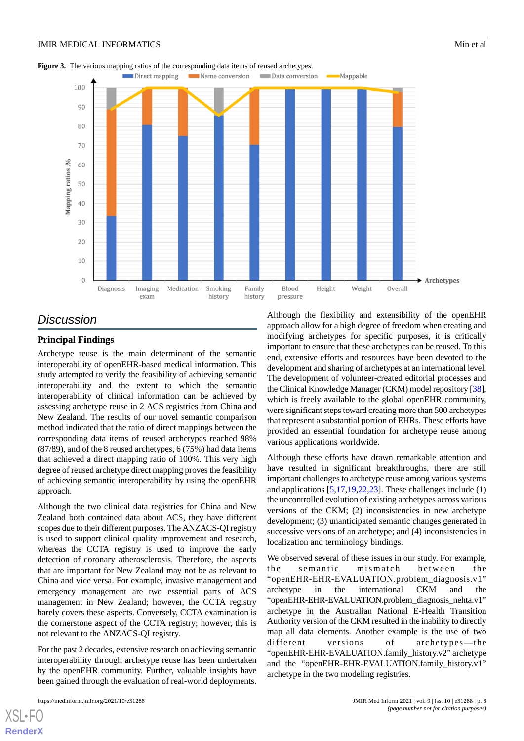**Figure 3.** The various mapping ratios of the corresponding data items of reused archetypes.

## Discussion

### Principal Findings

Archetype reuse is the main determinant of the semantic interoperability of openEHR-based medical information. This study attempted to verify the feasibility of achieving semantic interoperability and the extent to which the semantic interoperability of clinical information can be achieved by assessing archetype reuse in 2 ACS registries from China and New Zealand. The results of our novel semantic comparison method indicated that the ratio of direct mappings between the corresponding data items of reused archetypes reached 98% (87/89), and of the 8 reused archetypes, 6 (75%) had data items that achieved a direct mapping ratio of 100%. This very high degree of reused archetype direct mapping proves the feasibility of achieving semantic interoperability by using the openEHR approach.

Although the two clinical data registries for China and New Zealand both contained data about ACS, they have different scopes due to their different purposes. The ANZACS-QI registry is used to support clinical quality improvement and research, whereas the CCTA registry is used to improve the early detection of coronary atherosclerosis. Therefore, the aspects that are important for New Zealand may not be as relevant to China and vice versa. For example, invasive management and emergency management are two essential parts of ACS management in New Zealand; however, the CCTA registry barely covers these aspects. Conversely, CCTA examination is the cornerstone aspect of the CCTA registry; however, this is not relevant to the ANZACS-QI registry.

For the past 2 decades, extensive research on achieving semantic interoperability through archetype reuse has been undertaken by the openEHR community. Further, valuable insights have been gained through the evaluation of real-world deployments. Although the flexibility and extensibility of the openEHR approach allow for a high degree of freedom when creating and modifying archetypes for specific purposes, it is critically important to ensure that these archetypes can be reused. To this end, extensive efforts and resources have been devoted to the development and sharing of archetypes at an international level. The development of volunteer-created editorial processes and the Clinical Knowledge Manager (CKM) model repository [38], which is freely available to the global openEHR community, were significant steps toward creating more than 500 archetypes that represent a substantial portion of EHRs. These efforts have provided an essential foundation for archetype reuse among various applications worldwide.

Although these efforts have drawn remarkable attention and have resulted in significant breakthroughs, there are still important challenges to archetype reuse among various systems and applications [5,17,19,22,23]. These challenges include (1) the uncontrolled evolution of existing archetypes across various versions of the CKM; (2) inconsistencies in new archetype development; (3) unanticipated semantic changes generated in successive versions of an archetype; and (4) inconsistencies in localization and terminology bindings.

We observed several of these issues in our study. For example, the semantic mismatch between the "openEHR-EHR-EVALUATION.problem_diagnosis.v1" archetype in the international CKM and the "openEHR-EHR-EVALUATION.problem_diagnosis_nehta.v1" archetype in the Australian National E-Health Transition Authority version of the CKM resulted in the inability to directly map all data elements. Another example is the use of two different versions of archetypes—the "openEHR-EHR-EVALUATION.family_history.v2" archetype and the "openEHR-EHR-EVALUATION.family_history.v1" archetype in the two modeling registries.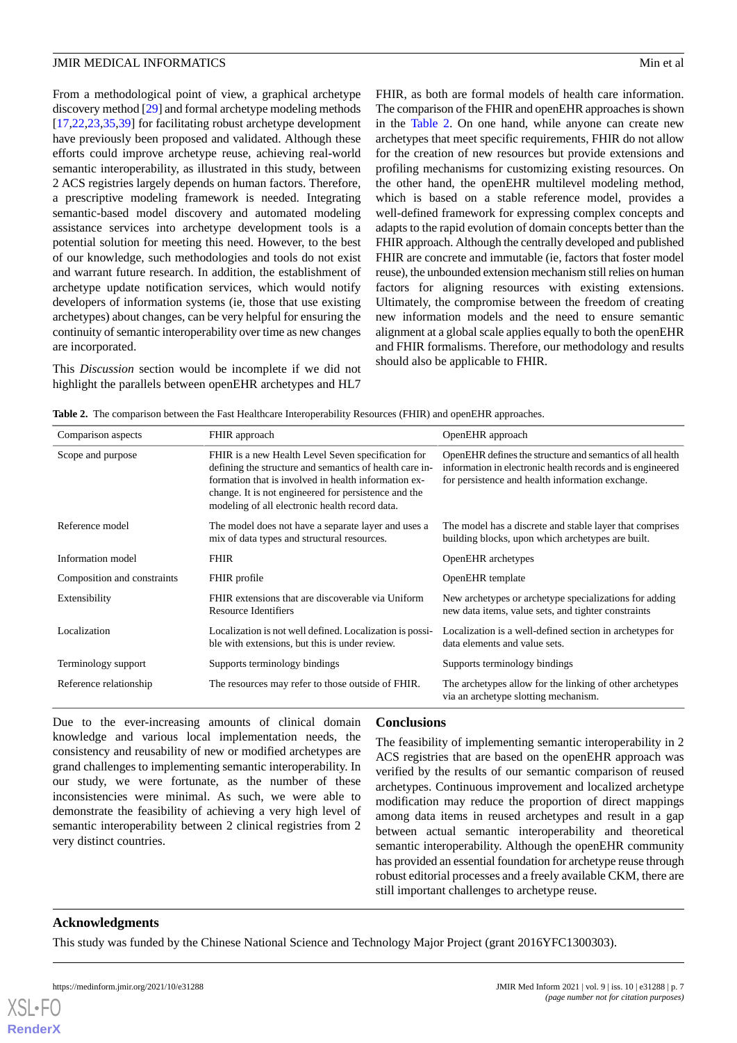From a methodological point of view, a graphical archetype discovery method [29] and formal archetype modeling methods [17,22,23,35,39] for facilitating robust archetype development have previously been proposed and validated. Although these efforts could improve archetype reuse, achieving real-world semantic interoperability, as illustrated in this study, between 2 ACS registries largely depends on human factors. Therefore, a prescriptive modeling framework is needed. Integrating semantic-based model discovery and automated modeling assistance services into archetype development tools is a potential solution for meeting this need. However, to the best of our knowledge, such methodologies and tools do not exist and warrant future research. In addition, the establishment of archetype update notification services, which would notify developers of information systems (ie, those that use existing archetypes) about changes, can be very helpful for ensuring the continuity of semantic interoperability over time as new changes are incorporated.

This *Discussion* section would be incomplete if we did not highlight the parallels between openEHR archetypes and HL7 FHIR, as both are formal models of health care information. The comparison of the FHIR and openEHR approaches is shown in the Table 2. On one hand, while anyone can create new archetypes that meet specific requirements, FHIR do not allow for the creation of new resources but provide extensions and profiling mechanisms for customizing existing resources. On the other hand, the openEHR multilevel modeling method, which is based on a stable reference model, provides a well-defined framework for expressing complex concepts and adapts to the rapid evolution of domain concepts better than the FHIR approach. Although the centrally developed and published FHIR are concrete and immutable (ie, factors that foster model reuse), the unbounded extension mechanism still relies on human factors for aligning resources with existing extensions. Ultimately, the compromise between the freedom of creating new information models and the need to ensure semantic alignment at a global scale applies equally to both the openEHR and FHIR formalisms. Therefore, our methodology and results should also be applicable to FHIR.

**Table 2.** The comparison between the Fast Healthcare Interoperability Resources (FHIR) and openEHR approaches.

| Comparison aspects | FHIR approach | OpenEHR approach |
|---|---|---|
| Scope and purpose | FHIR is a new Health Level Seven specification for defining the structure and semantics of health care information that is involved in health information exchange. It is not engineered for persistence and the modeling of all electronic health record data. | OpenEHR defines the structure and semantics of all health information in electronic health records and is engineered for persistence and health information exchange. |
| Reference model | The model does not have a separate layer and uses a mix of data types and structural resources. | The model has a discrete and stable layer that comprises building blocks, upon which archetypes are built. |
| Information model | FHIR | OpenEHR archetypes |
| Composition and constraints | FHIR profile | OpenEHR template |
| Extensibility | FHIR extensions that are discoverable via Uniform Resource Identifiers | New archetypes or archetype specializations for adding new data items, value sets, and tighter constraints |
| Localization | Localization is not well defined. Localization is possible with extensions, but this is under review. | Localization is a well-defined section in archetypes for data elements and value sets. |
| Terminology support | Supports terminology bindings | Supports terminology bindings |
| Reference relationship | The resources may refer to those outside of FHIR. | The archetypes allow for the linking of other archetypes via an archetype slotting mechanism. |

Due to the ever-increasing amounts of clinical domain knowledge and various local implementation needs, the consistency and reusability of new or modified archetypes are grand challenges to implementing semantic interoperability. In our study, we were fortunate, as the number of these inconsistencies were minimal. As such, we were able to demonstrate the feasibility of achieving a very high level of semantic interoperability between 2 clinical registries from 2 very distinct countries.

## Conclusions

The feasibility of implementing semantic interoperability in 2 ACS registries that are based on the openEHR approach was verified by the results of our semantic comparison of reused archetypes. Continuous improvement and localized archetype modification may reduce the proportion of direct mappings among data items in reused archetypes and result in a gap between actual semantic interoperability and theoretical semantic interoperability. Although the openEHR community has provided an essential foundation for archetype reuse through robust editorial processes and a freely available CKM, there are still important challenges to archetype reuse.

## Acknowledgments

This study was funded by the Chinese National Science and Technology Major Project (grant 2016YFC1300303).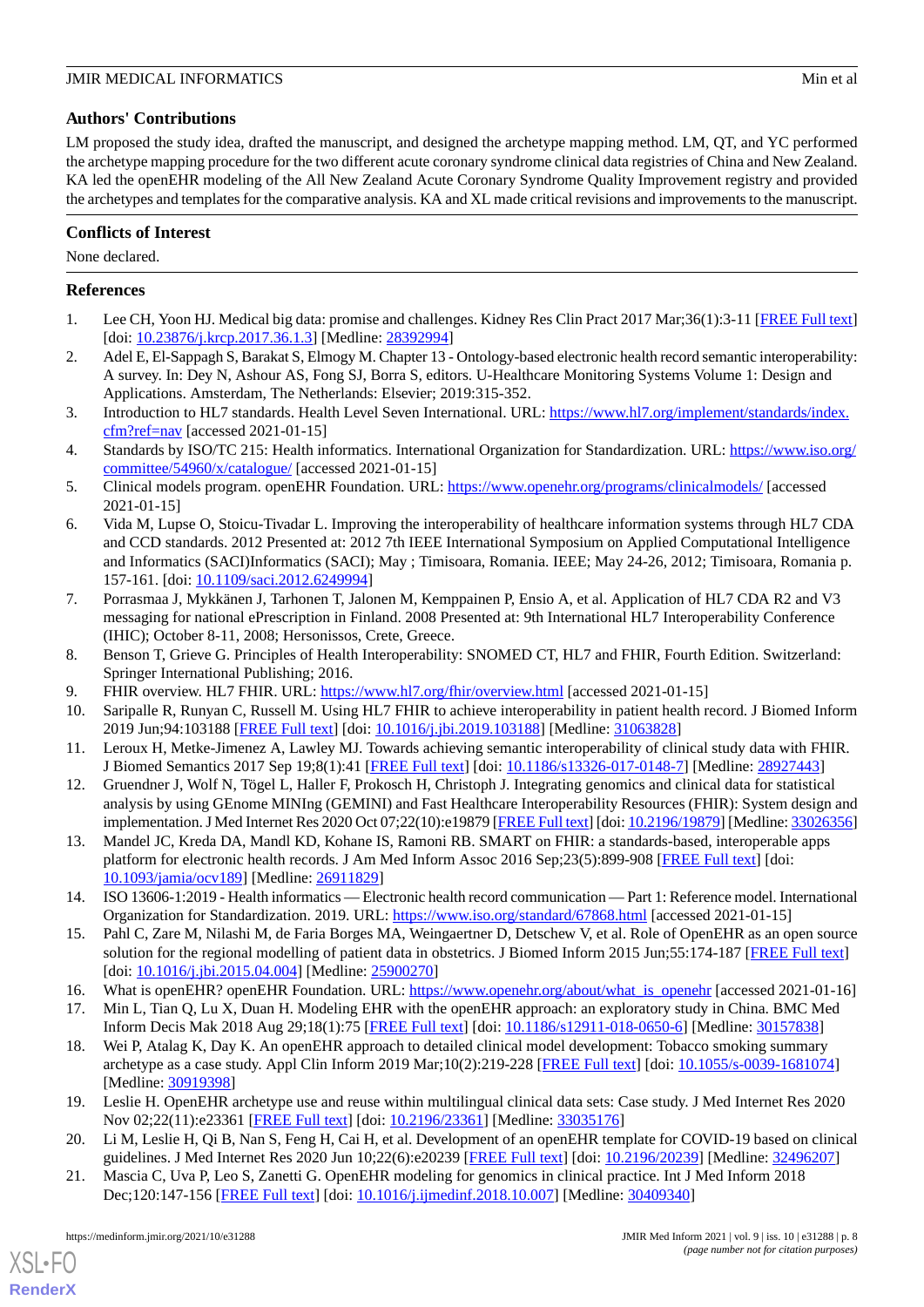## Authors' Contributions

LM proposed the study idea, drafted the manuscript, and designed the archetype mapping method. LM, QT, and YC performed the archetype mapping procedure for the two different acute coronary syndrome clinical data registries of China and New Zealand. KA led the openEHR modeling of the All New Zealand Acute Coronary Syndrome Quality Improvement registry and provided the archetypes and templates for the comparative analysis. KA and XL made critical revisions and improvements to the manuscript.

## Conflicts of Interest

None declared.

## References

1. Lee CH, Yoon HJ. Medical big data: promise and challenges. Kidney Res Clin Pract 2017 Mar;36(1):3-11 [FREE Full text] [doi: 10.23876/j.krcp.2017.36.1.3] [Medline: 28392994]
2. Adel E, El-Sappagh S, Barakat S, Elmogy M. Chapter 13 - Ontology-based electronic health record semantic interoperability: A survey. In: Dey N, Ashour AS, Fong SJ, Borra S, editors. U-Healthcare Monitoring Systems Volume 1: Design and Applications. Amsterdam, The Netherlands: Elsevier; 2019:315-352.
3. Introduction to HL7 standards. Health Level Seven International. URL: https://www.hl7.org/implement/standards/index.cfm?ref=nav [accessed 2021-01-15]
4. Standards by ISO/TC 215: Health informatics. International Organization for Standardization. URL: https://www.iso.org/committee/54960/x/catalogue/ [accessed 2021-01-15]
5. Clinical models program. openEHR Foundation. URL: https://www.openehr.org/programs/clinicalmodels/ [accessed 2021-01-15]
6. Vida M, Lupse O, Stoicu-Tivadar L. Improving the interoperability of healthcare information systems through HL7 CDA and CCD standards. 2012 Presented at: 2012 7th IEEE International Symposium on Applied Computational Intelligence and Informatics (SACI)Informatics (SACI); May ; Timisoara, Romania. IEEE; May 24-26, 2012; Timisoara, Romania p. 157-161. [doi: 10.1109/saci.2012.6249994]
7. Porrasmaa J, Mykkänen J, Tarhonen T, Jalonen M, Kemppainen P, Ensio A, et al. Application of HL7 CDA R2 and V3 messaging for national ePrescription in Finland. 2008 Presented at: 9th International HL7 Interoperability Conference (IHIC); October 8-11, 2008; Hersonissos, Crete, Greece.
8. Benson T, Grieve G. Principles of Health Interoperability: SNOMED CT, HL7 and FHIR, Fourth Edition. Switzerland: Springer International Publishing; 2016.
9. FHIR overview. HL7 FHIR. URL: https://www.hl7.org/fhir/overview.html [accessed 2021-01-15]
10. Saripalle R, Runyan C, Russell M. Using HL7 FHIR to achieve interoperability in patient health record. J Biomed Inform 2019 Jun;94:103188 [FREE Full text] [doi: 10.1016/j.jbi.2019.103188] [Medline: 31063828]
11. Leroux H, Metke-Jimenez A, Lawley MJ. Towards achieving semantic interoperability of clinical study data with FHIR. J Biomed Semantics 2017 Sep 19;8(1):41 [FREE Full text] [doi: 10.1186/s13326-017-0148-7] [Medline: 28927443]
12. Gruendner J, Wolf N, Tögel L, Haller F, Prokosch H, Christoph J. Integrating genomics and clinical data for statistical analysis by using GEnome MINIng (GEMINI) and Fast Healthcare Interoperability Resources (FHIR): System design and implementation. J Med Internet Res 2020 Oct 07;22(10):e19879 [FREE Full text] [doi: 10.2196/19879] [Medline: 33026356]
13. Mandel JC, Kreda DA, Mandl KD, Kohane IS, Ramoni RB. SMART on FHIR: a standards-based, interoperable apps platform for electronic health records. J Am Med Inform Assoc 2016 Sep;23(5):899-908 [FREE Full text] [doi: 10.1093/jamia/ocv189] [Medline: 26911829]
14. ISO 13606-1:2019 - Health informatics — Electronic health record communication — Part 1: Reference model. International Organization for Standardization. 2019. URL: https://www.iso.org/standard/67868.html [accessed 2021-01-15]
15. Pahl C, Zare M, Nilashi M, de Faria Borges MA, Weingaertner D, Detschew V, et al. Role of OpenEHR as an open source solution for the regional modelling of patient data in obstetrics. J Biomed Inform 2015 Jun;55:174-187 [FREE Full text] [doi: 10.1016/j.jbi.2015.04.004] [Medline: 25900270]
16. What is openEHR? openEHR Foundation. URL: https://www.openehr.org/about/what_is_openehr [accessed 2021-01-16]
17. Min L, Tian Q, Lu X, Duan H. Modeling EHR with the openEHR approach: an exploratory study in China. BMC Med Inform Decis Mak 2018 Aug 29;18(1):75 [FREE Full text] [doi: 10.1186/s12911-018-0650-6] [Medline: 30157838]
18. Wei P, Atalag K, Day K. An openEHR approach to detailed clinical model development: Tobacco smoking summary archetype as a case study. Appl Clin Inform 2019 Mar;10(2):219-228 [FREE Full text] [doi: 10.1055/s-0039-1681074] [Medline: 30919398]
19. Leslie H. OpenEHR archetype use and reuse within multilingual clinical data sets: Case study. J Med Internet Res 2020 Nov 02;22(11):e23361 [FREE Full text] [doi: 10.2196/23361] [Medline: 33035176]
20. Li M, Leslie H, Qi B, Nan S, Feng H, Cai H, et al. Development of an openEHR template for COVID-19 based on clinical guidelines. J Med Internet Res 2020 Jun 10;22(6):e20239 [FREE Full text] [doi: 10.2196/20239] [Medline: 32496207]
21. Mascia C, Uva P, Leo S, Zanetti G. OpenEHR modeling for genomics in clinical practice. Int J Med Inform 2018 Dec;120:147-156 [FREE Full text] [doi: 10.1016/j.ijmedinf.2018.10.007] [Medline: 30409340]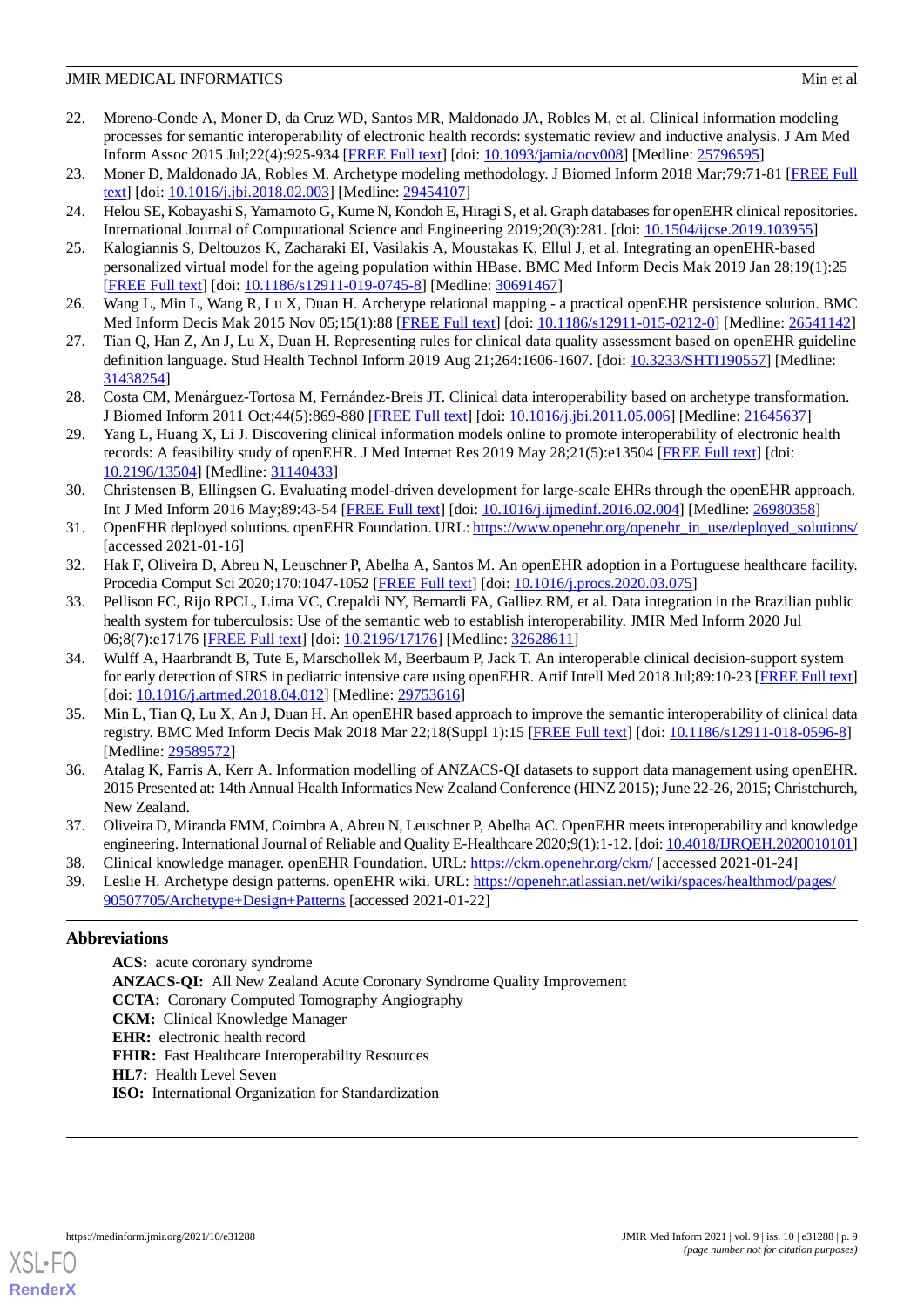22. Moreno-Conde A, Moner D, da Cruz WD, Santos MR, Maldonado JA, Robles M, et al. Clinical information modeling processes for semantic interoperability of electronic health records: systematic review and inductive analysis. J Am Med Inform Assoc 2015 Jul;22(4):925-934 [FREE Full text] [doi: 10.1093/jamia/ocv008] [Medline: 25796595]
23. Moner D, Maldonado JA, Robles M. Archetype modeling methodology. J Biomed Inform 2018 Mar;79:71-81 [FREE Full text] [doi: 10.1016/j.jbi.2018.02.003] [Medline: 29454107]
24. Helou SE, Kobayashi S, Yamamoto G, Kume N, Kondoh E, Hiragi S, et al. Graph databases for openEHR clinical repositories. International Journal of Computational Science and Engineering 2019;20(3):281. [doi: 10.1504/ijcse.2019.103955]
25. Kalogiannis S, Deltouzos K, Zacharaki EI, Vasilakis A, Moustakas K, Ellul J, et al. Integrating an openEHR-based personalized virtual model for the ageing population within HBase. BMC Med Inform Decis Mak 2019 Jan 28;19(1):25 [FREE Full text] [doi: 10.1186/s12911-019-0745-8] [Medline: 30691467]
26. Wang L, Min L, Wang R, Lu X, Duan H. Archetype relational mapping - a practical openEHR persistence solution. BMC Med Inform Decis Mak 2015 Nov 05;15(1):88 [FREE Full text] [doi: 10.1186/s12911-015-0212-0] [Medline: 26541142]
27. Tian Q, Han Z, An J, Lu X, Duan H. Representing rules for clinical data quality assessment based on openEHR guideline definition language. Stud Health Technol Inform 2019 Aug 21;264:1606-1607. [doi: 10.3233/SHTI190557] [Medline: 31438254]
28. Costa CM, Menárguez-Tortosa M, Fernández-Breis JT. Clinical data interoperability based on archetype transformation. J Biomed Inform 2011 Oct;44(5):869-880 [FREE Full text] [doi: 10.1016/j.jbi.2011.05.006] [Medline: 21645637]
29. Yang L, Huang X, Li J. Discovering clinical information models online to promote interoperability of electronic health records: A feasibility study of openEHR. J Med Internet Res 2019 May 28;21(5):e13504 [FREE Full text] [doi: 10.2196/13504] [Medline: 31140433]
30. Christensen B, Ellingsen G. Evaluating model-driven development for large-scale EHRs through the openEHR approach. Int J Med Inform 2016 May;89:43-54 [FREE Full text] [doi: 10.1016/j.ijmedinf.2016.02.004] [Medline: 26980358]
31. OpenEHR deployed solutions. openEHR Foundation. URL: https://www.openehr.org/openehr_in_use/deployed_solutions/ [accessed 2021-01-16]
32. Hak F, Oliveira D, Abreu N, Leuschner P, Abelha A, Santos M. An openEHR adoption in a Portuguese healthcare facility. Procedia Comput Sci 2020;170:1047-1052 [FREE Full text] [doi: 10.1016/j.procs.2020.03.075]
33. Pellison FC, Rijo RPCL, Lima VC, Crepaldi NY, Bernardi FA, Galliez RM, et al. Data integration in the Brazilian public health system for tuberculosis: Use of the semantic web to establish interoperability. JMIR Med Inform 2020 Jul 06;8(7):e17176 [FREE Full text] [doi: 10.2196/17176] [Medline: 32628611]
34. Wulff A, Haarbrandt B, Tute E, Marschollek M, Beerbaum P, Jack T. An interoperable clinical decision-support system for early detection of SIRS in pediatric intensive care using openEHR. Artif Intell Med 2018 Jul;89:10-23 [FREE Full text] [doi: 10.1016/j.artmed.2018.04.012] [Medline: 29753616]
35. Min L, Tian Q, Lu X, An J, Duan H. An openEHR based approach to improve the semantic interoperability of clinical data registry. BMC Med Inform Decis Mak 2018 Mar 22;18(Suppl 1):15 [FREE Full text] [doi: 10.1186/s12911-018-0596-8] [Medline: 29589572]
36. Atalag K, Farris A, Kerr A. Information modelling of ANZACS-QI datasets to support data management using openEHR. 2015 Presented at: 14th Annual Health Informatics New Zealand Conference (HINZ 2015); June 22-26, 2015; Christchurch, New Zealand.
37. Oliveira D, Miranda FMM, Coimbra A, Abreu N, Leuschner P, Abelha AC. OpenEHR meets interoperability and knowledge engineering. International Journal of Reliable and Quality E-Healthcare 2020;9(1):1-12. [doi: 10.4018/IJRQEH.2020010101]
38. Clinical knowledge manager. openEHR Foundation. URL: https://ckm.openehr.org/ckm/ [accessed 2021-01-24]
39. Leslie H. Archetype design patterns. openEHR wiki. URL: https://openehr.atlassian.net/wiki/spaces/healthmod/pages/90507705/Archetype+Design+Patterns [accessed 2021-01-22]

## Abbreviations

**ACS:** acute coronary syndrome
**ANZACS-QI:** All New Zealand Acute Coronary Syndrome Quality Improvement
**CCTA:** Coronary Computed Tomography Angiography
**CKM:** Clinical Knowledge Manager
**EHR:** electronic health record
**FHIR:** Fast Healthcare Interoperability Resources
**HL7:** Health Level Seven
**ISO:** International Organization for Standardization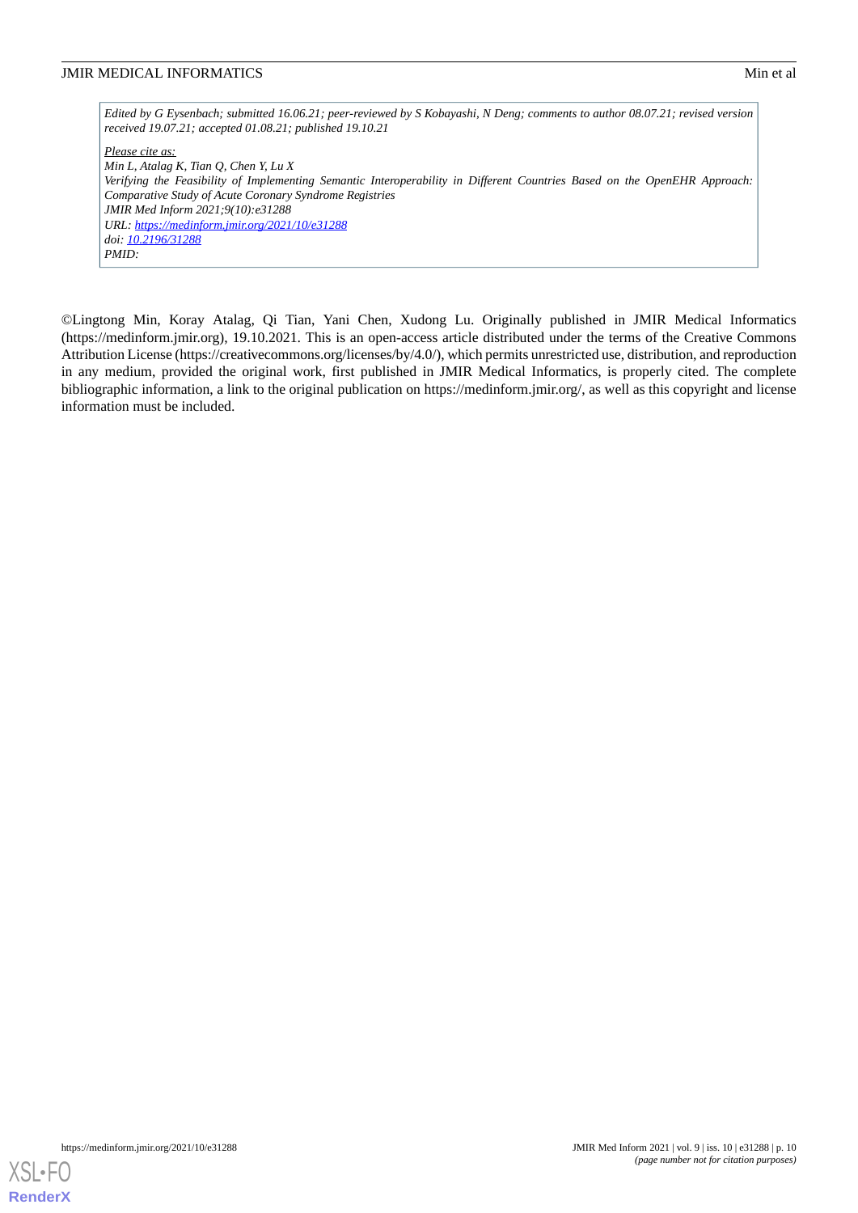*Edited by G Eysenbach; submitted 16.06.21; peer-reviewed by S Kobayashi, N Deng; comments to author 08.07.21; revised version received 19.07.21; accepted 01.08.21; published 19.10.21*

*Please cite as:*
*Min L, Atalag K, Tian Q, Chen Y, Lu X*
*Verifying the Feasibility of Implementing Semantic Interoperability in Different Countries Based on the OpenEHR Approach: Comparative Study of Acute Coronary Syndrome Registries*
*JMIR Med Inform 2021;9(10):e31288*
*URL: https://medinform.jmir.org/2021/10/e31288*
*doi: 10.2196/31288*
*PMID:*

©Lingtong Min, Koray Atalag, Qi Tian, Yani Chen, Xudong Lu. Originally published in JMIR Medical Informatics (https://medinform.jmir.org), 19.10.2021. This is an open-access article distributed under the terms of the Creative Commons Attribution License (https://creativecommons.org/licenses/by/4.0/), which permits unrestricted use, distribution, and reproduction in any medium, provided the original work, first published in JMIR Medical Informatics, is properly cited. The complete bibliographic information, a link to the original publication on https://medinform.jmir.org/, as well as this copyright and license information must be included.